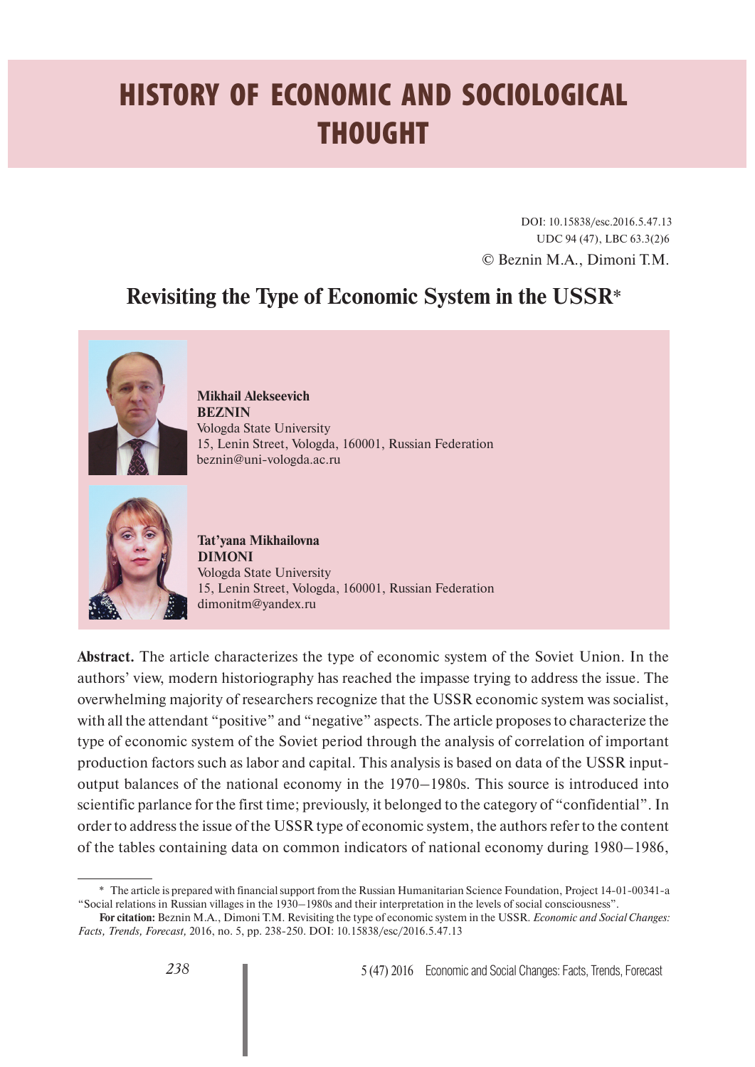# HISTORY OF ECONOMIC AND SOCIOLOGICAL THOUGHT

DOI: 10.15838/esc.2016.5.47.13
UDC 94 (47), LBC 63.3(2)6
© Beznin M.A., Dimoni T.M.

## Revisiting the Type of Economic System in the USSR*

**Mikhail Alekseevich BEZNIN**
Vologda State University
15, Lenin Street, Vologda, 160001, Russian Federation
beznin@uni-vologda.ac.ru

**Tat'yana Mikhailovna DIMONI**
Vologda State University
15, Lenin Street, Vologda, 160001, Russian Federation
dimonitm@yandex.ru

**Abstract.** The article characterizes the type of economic system of the Soviet Union. In the authors' view, modern historiography has reached the impasse trying to address the issue. The overwhelming majority of researchers recognize that the USSR economic system was socialist, with all the attendant "positive" and "negative" aspects. The article proposes to characterize the type of economic system of the Soviet period through the analysis of correlation of important production factors such as labor and capital. This analysis is based on data of the USSR input-output balances of the national economy in the 1970–1980s. This source is introduced into scientific parlance for the first time; previously, it belonged to the category of "confidential". In order to address the issue of the USSR type of economic system, the authors refer to the content of the tables containing data on common indicators of national economy during 1980–1986,

---

* The article is prepared with financial support from the Russian Humanitarian Science Foundation, Project 14-01-00341-a "Social relations in Russian villages in the 1930–1980s and their interpretation in the levels of social consciousness".

**For citation:** Beznin M.A., Dimoni T.M. Revisiting the type of economic system in the USSR. *Economic and Social Changes: Facts, Trends, Forecast,* 2016, no. 5, pp. 238-250. DOI: 10.15838/esc/2016.5.47.13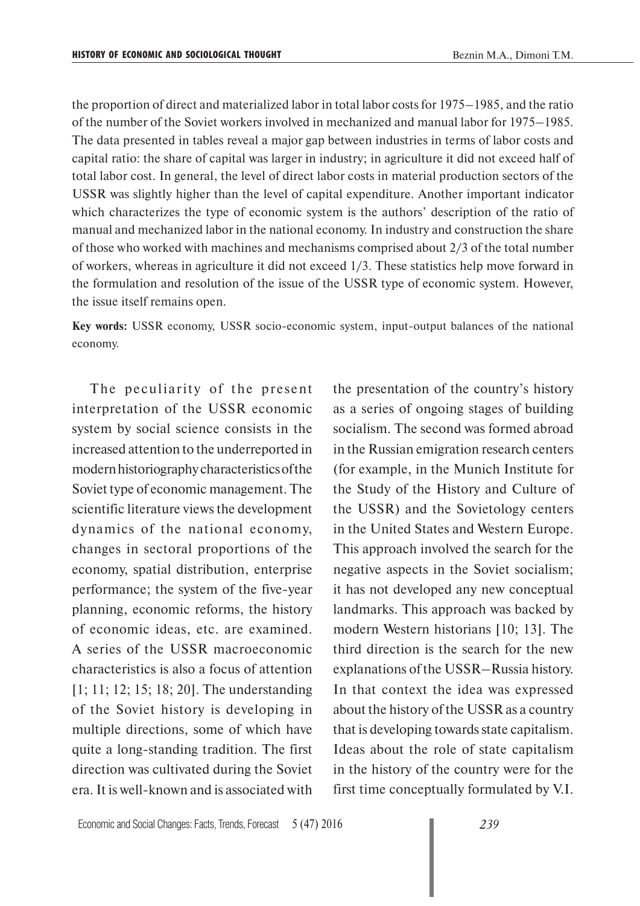the proportion of direct and materialized labor in total labor costs for 1975–1985, and the ratio of the number of the Soviet workers involved in mechanized and manual labor for 1975–1985. The data presented in tables reveal a major gap between industries in terms of labor costs and capital ratio: the share of capital was larger in industry; in agriculture it did not exceed half of total labor cost. In general, the level of direct labor costs in material production sectors of the USSR was slightly higher than the level of capital expenditure. Another important indicator which characterizes the type of economic system is the authors' description of the ratio of manual and mechanized labor in the national economy. In industry and construction the share of those who worked with machines and mechanisms comprised about 2/3 of the total number of workers, whereas in agriculture it did not exceed 1/3. These statistics help move forward in the formulation and resolution of the issue of the USSR type of economic system. However, the issue itself remains open.

**Key words:** USSR economy, USSR socio-economic system, input-output balances of the national economy.

The peculiarity of the present interpretation of the USSR economic system by social science consists in the increased attention to the underreported in modern historiography characteristics of the Soviet type of economic management. The scientific literature views the development dynamics of the national economy, changes in sectoral proportions of the economy, spatial distribution, enterprise performance; the system of the five-year planning, economic reforms, the history of economic ideas, etc. are examined. A series of the USSR macroeconomic characteristics is also a focus of attention [1; 11; 12; 15; 18; 20]. The understanding of the Soviet history is developing in multiple directions, some of which have quite a long-standing tradition. The first direction was cultivated during the Soviet era. It is well-known and is associated with the presentation of the country's history as a series of ongoing stages of building socialism. The second was formed abroad in the Russian emigration research centers (for example, in the Munich Institute for the Study of the History and Culture of the USSR) and the Sovietology centers in the United States and Western Europe. This approach involved the search for the negative aspects in the Soviet socialism; it has not developed any new conceptual landmarks. This approach was backed by modern Western historians [10; 13]. The third direction is the search for the new explanations of the USSR–Russia history. In that context the idea was expressed about the history of the USSR as a country that is developing towards state capitalism. Ideas about the role of state capitalism in the history of the country were for the first time conceptually formulated by V.I.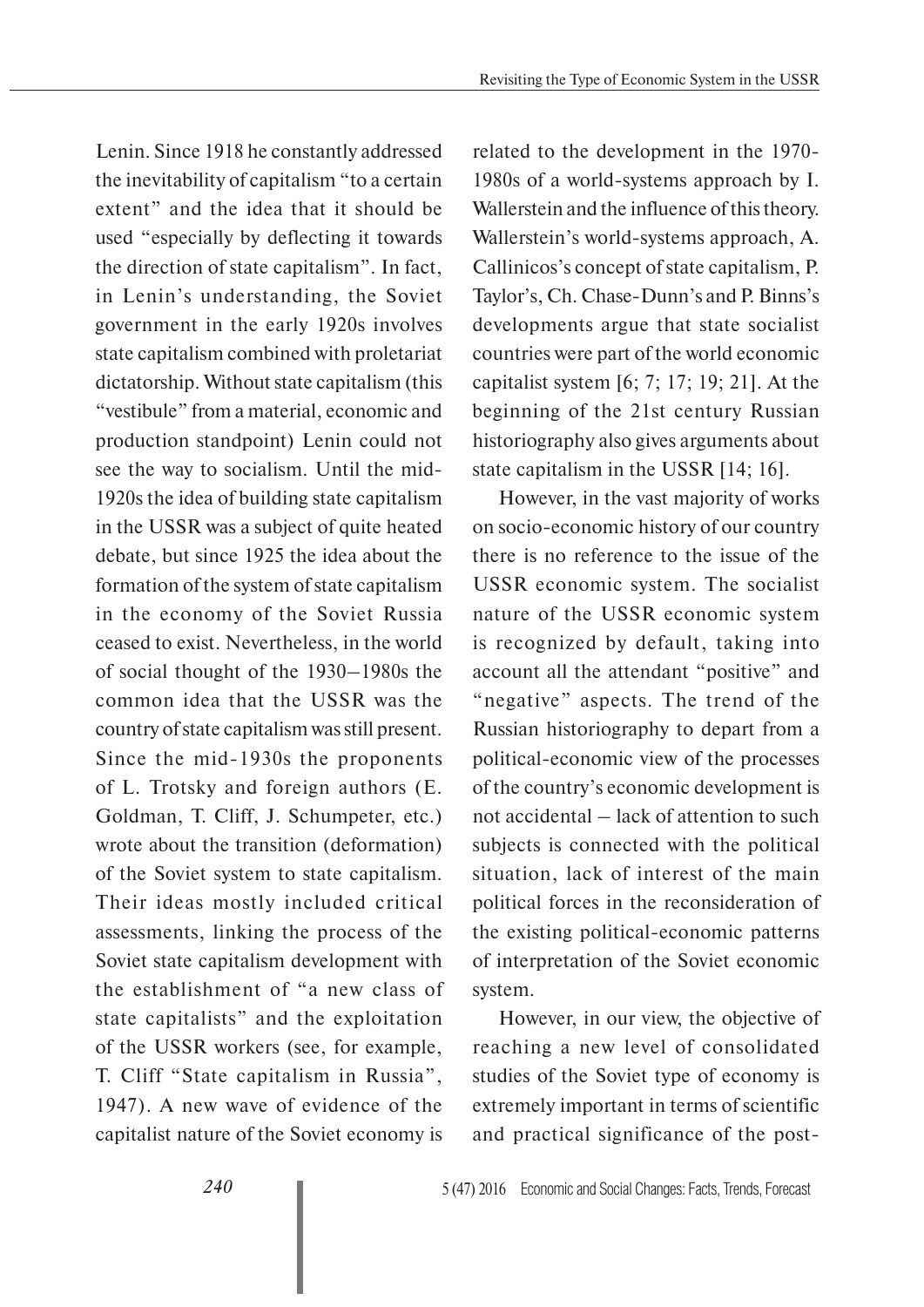Lenin. Since 1918 he constantly addressed the inevitability of capitalism "to a certain extent" and the idea that it should be used "especially by deflecting it towards the direction of state capitalism". In fact, in Lenin's understanding, the Soviet government in the early 1920s involves state capitalism combined with proletariat dictatorship. Without state capitalism (this "vestibule" from a material, economic and production standpoint) Lenin could not see the way to socialism. Until the mid-1920s the idea of building state capitalism in the USSR was a subject of quite heated debate, but since 1925 the idea about the formation of the system of state capitalism in the economy of the Soviet Russia ceased to exist. Nevertheless, in the world of social thought of the 1930–1980s the common idea that the USSR was the country of state capitalism was still present. Since the mid-1930s the proponents of L. Trotsky and foreign authors (E. Goldman, T. Cliff, J. Schumpeter, etc.) wrote about the transition (deformation) of the Soviet system to state capitalism. Their ideas mostly included critical assessments, linking the process of the Soviet state capitalism development with the establishment of "a new class of state capitalists" and the exploitation of the USSR workers (see, for example, T. Cliff "State capitalism in Russia", 1947). A new wave of evidence of the capitalist nature of the Soviet economy is related to the development in the 1970-1980s of a world-systems approach by I. Wallerstein and the influence of this theory. Wallerstein's world-systems approach, A. Callinicos's concept of state capitalism, P. Taylor's, Ch. Chase-Dunn's and P. Binns's developments argue that state socialist countries were part of the world economic capitalist system [6; 7; 17; 19; 21]. At the beginning of the 21st century Russian historiography also gives arguments about state capitalism in the USSR [14; 16].

However, in the vast majority of works on socio-economic history of our country there is no reference to the issue of the USSR economic system. The socialist nature of the USSR economic system is recognized by default, taking into account all the attendant "positive" and "negative" aspects. The trend of the Russian historiography to depart from a political-economic view of the processes of the country's economic development is not accidental – lack of attention to such subjects is connected with the political situation, lack of interest of the main political forces in the reconsideration of the existing political-economic patterns of interpretation of the Soviet economic system.

However, in our view, the objective of reaching a new level of consolidated studies of the Soviet type of economy is extremely important in terms of scientific and practical significance of the post-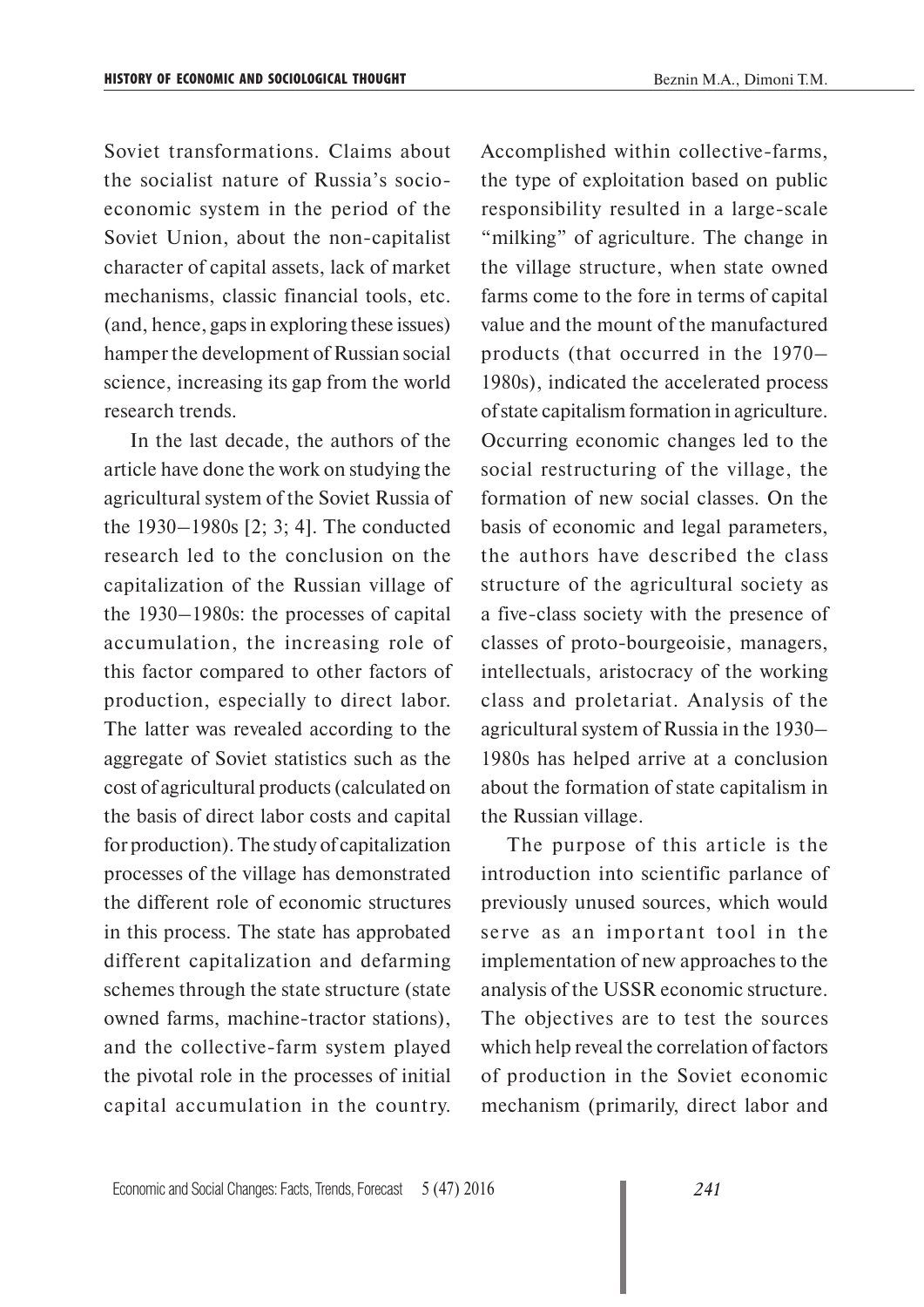Soviet transformations. Claims about the socialist nature of Russia's socio-economic system in the period of the Soviet Union, about the non-capitalist character of capital assets, lack of market mechanisms, classic financial tools, etc. (and, hence, gaps in exploring these issues) hamper the development of Russian social science, increasing its gap from the world research trends.

In the last decade, the authors of the article have done the work on studying the agricultural system of the Soviet Russia of the 1930–1980s [2; 3; 4]. The conducted research led to the conclusion on the capitalization of the Russian village of the 1930–1980s: the processes of capital accumulation, the increasing role of this factor compared to other factors of production, especially to direct labor. The latter was revealed according to the aggregate of Soviet statistics such as the cost of agricultural products (calculated on the basis of direct labor costs and capital for production). The study of capitalization processes of the village has demonstrated the different role of economic structures in this process. The state has approbated different capitalization and defarming schemes through the state structure (state owned farms, machine-tractor stations), and the collective-farm system played the pivotal role in the processes of initial capital accumulation in the country. Accomplished within collective-farms, the type of exploitation based on public responsibility resulted in a large-scale "milking" of agriculture. The change in the village structure, when state owned farms come to the fore in terms of capital value and the mount of the manufactured products (that occurred in the 1970–1980s), indicated the accelerated process of state capitalism formation in agriculture. Occurring economic changes led to the social restructuring of the village, the formation of new social classes. On the basis of economic and legal parameters, the authors have described the class structure of the agricultural society as a five-class society with the presence of classes of proto-bourgeoisie, managers, intellectuals, aristocracy of the working class and proletariat. Analysis of the agricultural system of Russia in the 1930–1980s has helped arrive at a conclusion about the formation of state capitalism in the Russian village.

The purpose of this article is the introduction into scientific parlance of previously unused sources, which would serve as an important tool in the implementation of new approaches to the analysis of the USSR economic structure. The objectives are to test the sources which help reveal the correlation of factors of production in the Soviet economic mechanism (primarily, direct labor and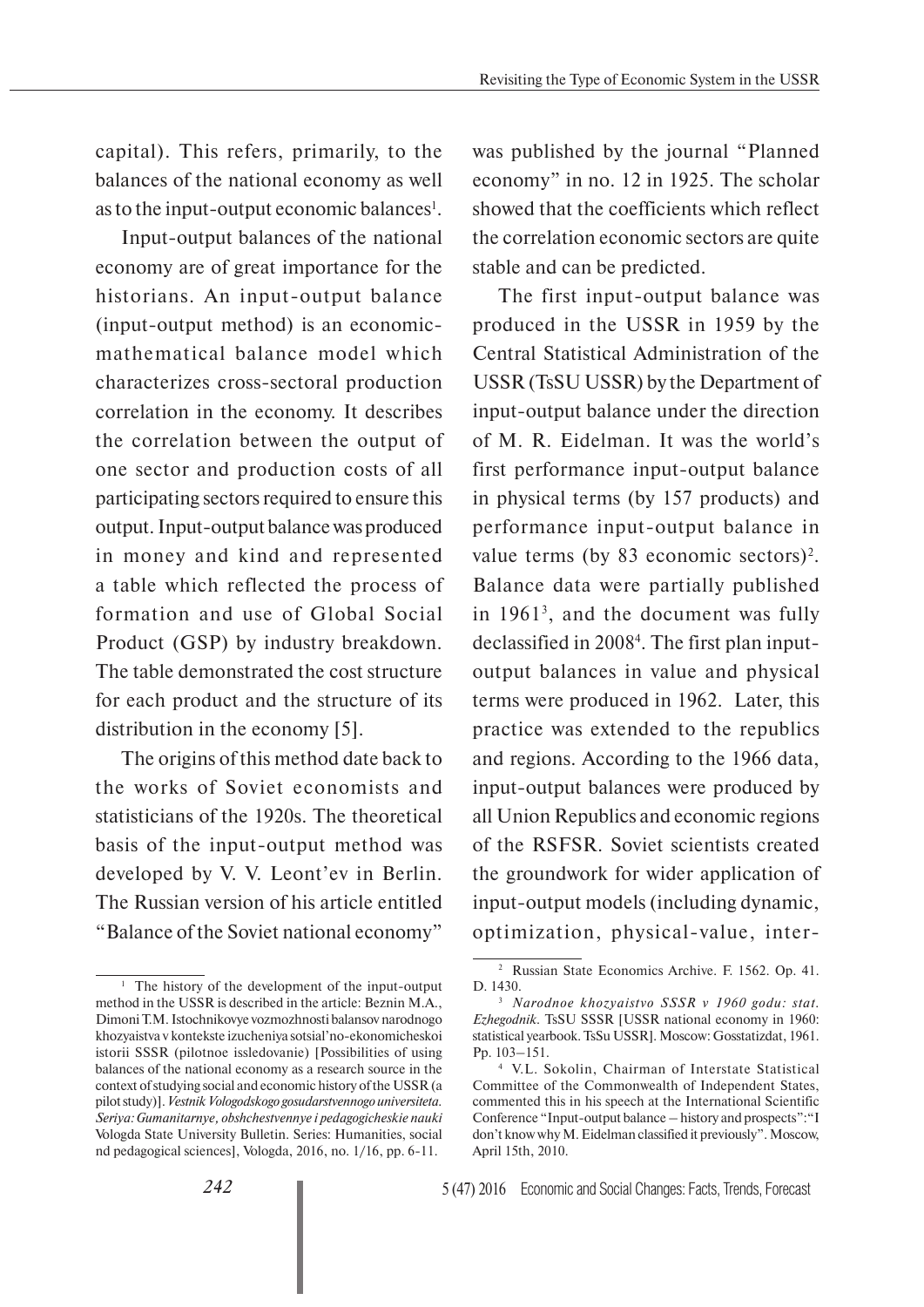capital). This refers, primarily, to the balances of the national economy as well as to the input-output economic balances[1].

Input-output balances of the national economy are of great importance for the historians. An input-output balance (input-output method) is an economic-mathematical balance model which characterizes cross-sectoral production correlation in the economy. It describes the correlation between the output of one sector and production costs of all participating sectors required to ensure this output. Input-output balance was produced in money and kind and represented a table which reflected the process of formation and use of Global Social Product (GSP) by industry breakdown. The table demonstrated the cost structure for each product and the structure of its distribution in the economy [5].

The origins of this method date back to the works of Soviet economists and statisticians of the 1920s. The theoretical basis of the input-output method was developed by V. V. Leont'ev in Berlin. The Russian version of his article entitled "Balance of the Soviet national economy" was published by the journal "Planned economy" in no. 12 in 1925. The scholar showed that the coefficients which reflect the correlation economic sectors are quite stable and can be predicted.

The first input-output balance was produced in the USSR in 1959 by the Central Statistical Administration of the USSR (TsSU USSR) by the Department of input-output balance under the direction of M. R. Eidelman. It was the world's first performance input-output balance in physical terms (by 157 products) and performance input-output balance in value terms (by 83 economic sectors)[2]. Balance data were partially published in 1961[3], and the document was fully declassified in 2008[4]. The first plan input-output balances in value and physical terms were produced in 1962. Later, this practice was extended to the republics and regions. According to the 1966 data, input-output balances were produced by all Union Republics and economic regions of the RSFSR. Soviet scientists created the groundwork for wider application of input-output models (including dynamic, optimization, physical-value, inter-

---

[1] The history of the development of the input-output method in the USSR is described in the article: Beznin M.A., Dimoni T.M. Istochnikovye vozmozhnosti balansov narodnogo khozyaistva v kontekste izucheniya sotsial'no-ekonomicheskoi istorii SSSR (pilotnoe issledovanie) [Possibilities of using balances of the national economy as a research source in the context of studying social and economic history of the USSR (a pilot study)]. *Vestnik Vologodskogo gosudarstvennogo universiteta. Seriya: Gumanitarnye, obshchestvennye i pedagogicheskie nauki* Vologda State University Bulletin. Series: Humanities, social nd pedagogical sciences], Vologda, 2016, no. 1/16, pp. 6-11.

[2] Russian State Economics Archive. F. 1562. Op. 41. D. 1430.

[3] *Narodnoe khozyaistvo SSSR v 1960 godu: stat. Ezhegodnik*. TsSU SSSR [USSR national economy in 1960: statistical yearbook. TsSu USSR]. Moscow: Gosstatizdat, 1961. Pp. 103–151.

[4] V.L. Sokolin, Chairman of Interstate Statistical Committee of the Commonwealth of Independent States, commented this in his speech at the International Scientific Conference "Input-output balance – history and prospects": "I don't know why M. Eidelman classified it previously". Moscow, April 15th, 2010.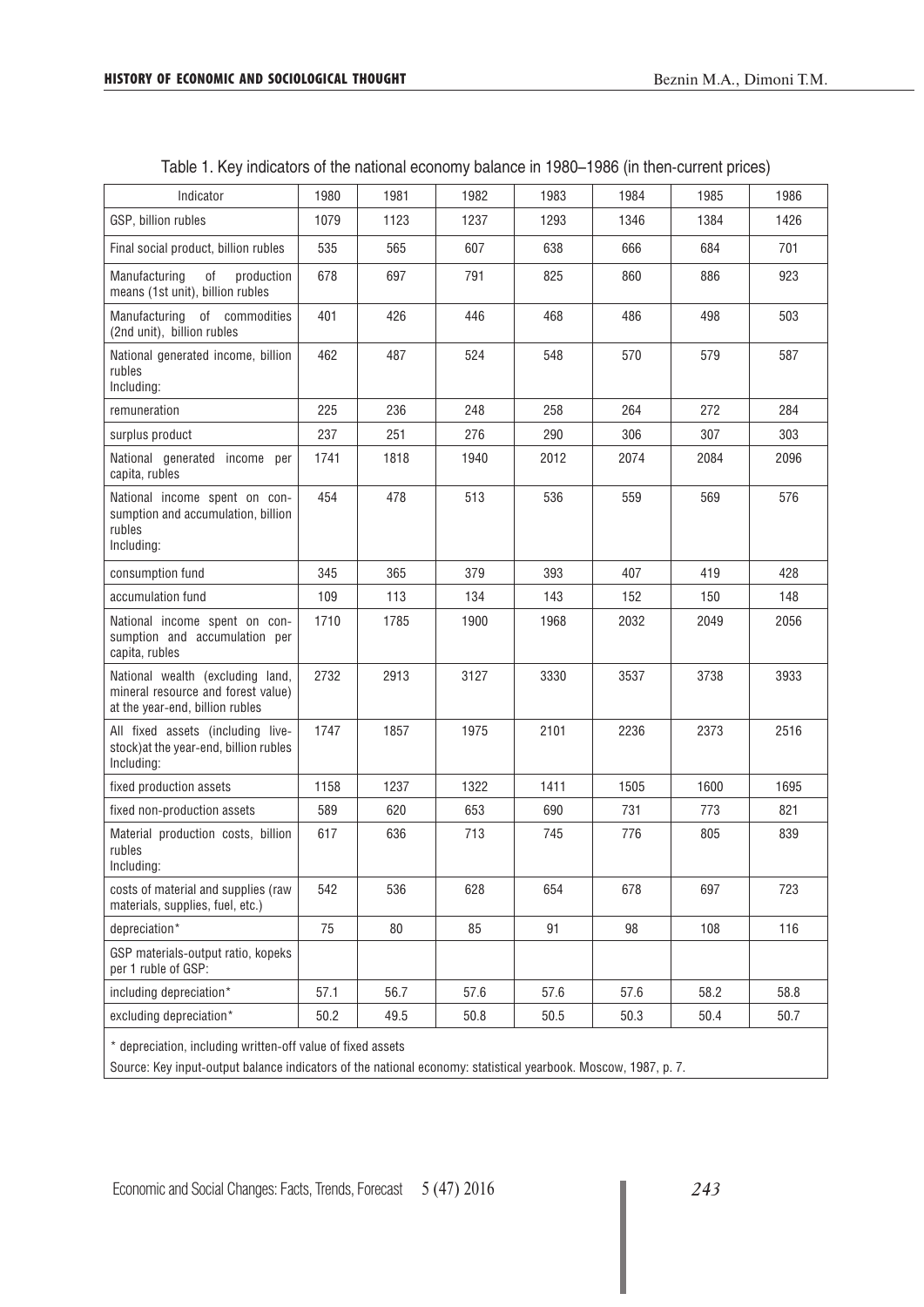Table 1. Key indicators of the national economy balance in 1980–1986 (in then-current prices)

| Indicator | 1980 | 1981 | 1982 | 1983 | 1984 | 1985 | 1986 |
|---|---|---|---|---|---|---|---|
| GSP, billion rubles | 1079 | 1123 | 1237 | 1293 | 1346 | 1384 | 1426 |
| Final social product, billion rubles | 535 | 565 | 607 | 638 | 666 | 684 | 701 |
| Manufacturing of production means (1st unit), billion rubles | 678 | 697 | 791 | 825 | 860 | 886 | 923 |
| Manufacturing of commodities (2nd unit), billion rubles | 401 | 426 | 446 | 468 | 486 | 498 | 503 |
| National generated income, billion rubles Including: | 462 | 487 | 524 | 548 | 570 | 579 | 587 |
| remuneration | 225 | 236 | 248 | 258 | 264 | 272 | 284 |
| surplus product | 237 | 251 | 276 | 290 | 306 | 307 | 303 |
| National generated income per capita, rubles | 1741 | 1818 | 1940 | 2012 | 2074 | 2084 | 2096 |
| National income spent on consumption and accumulation, billion rubles Including: | 454 | 478 | 513 | 536 | 559 | 569 | 576 |
| consumption fund | 345 | 365 | 379 | 393 | 407 | 419 | 428 |
| accumulation fund | 109 | 113 | 134 | 143 | 152 | 150 | 148 |
| National income spent on consumption and accumulation per capita, rubles | 1710 | 1785 | 1900 | 1968 | 2032 | 2049 | 2056 |
| National wealth (excluding land, mineral resource and forest value) at the year-end, billion rubles | 2732 | 2913 | 3127 | 3330 | 3537 | 3738 | 3933 |
| All fixed assets (including livestock)at the year-end, billion rubles Including: | 1747 | 1857 | 1975 | 2101 | 2236 | 2373 | 2516 |
| fixed production assets | 1158 | 1237 | 1322 | 1411 | 1505 | 1600 | 1695 |
| fixed non-production assets | 589 | 620 | 653 | 690 | 731 | 773 | 821 |
| Material production costs, billion rubles Including: | 617 | 636 | 713 | 745 | 776 | 805 | 839 |
| costs of material and supplies (raw materials, supplies, fuel, etc.) | 542 | 536 | 628 | 654 | 678 | 697 | 723 |
| depreciation* | 75 | 80 | 85 | 91 | 98 | 108 | 116 |
| GSP materials-output ratio, kopeks per 1 ruble of GSP: | | | | | | | |
| including depreciation* | 57.1 | 56.7 | 57.6 | 57.6 | 57.6 | 58.2 | 58.8 |
| excluding depreciation* | 50.2 | 49.5 | 50.8 | 50.5 | 50.3 | 50.4 | 50.7 |

\* depreciation, including written-off value of fixed assets

Source: Key input-output balance indicators of the national economy: statistical yearbook. Moscow, 1987, p. 7.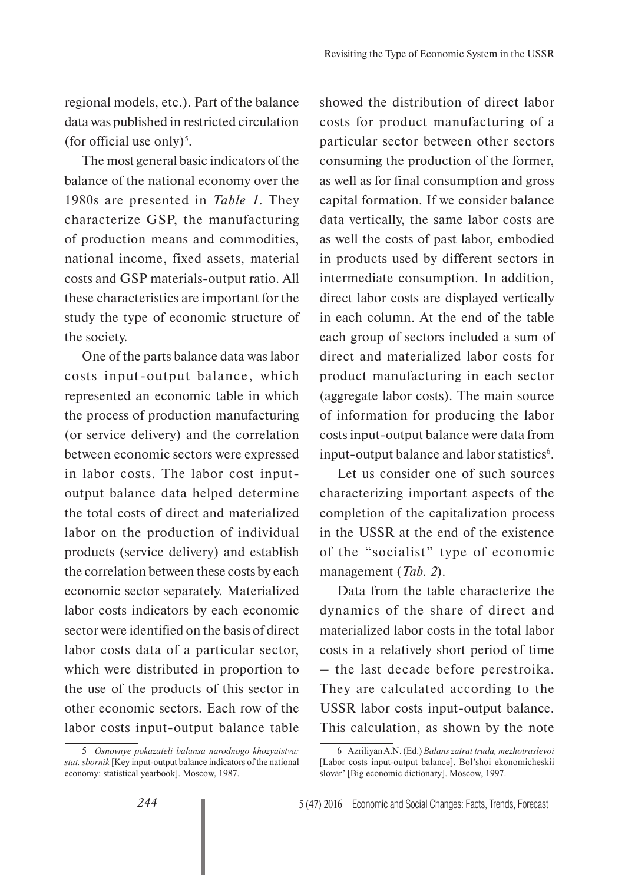regional models, etc.). Part of the balance data was published in restricted circulation (for official use only)[5].

The most general basic indicators of the balance of the national economy over the 1980s are presented in *Table 1*. They characterize GSP, the manufacturing of production means and commodities, national income, fixed assets, material costs and GSP materials-output ratio. All these characteristics are important for the study the type of economic structure of the society.

One of the parts balance data was labor costs input-output balance, which represented an economic table in which the process of production manufacturing (or service delivery) and the correlation between economic sectors were expressed in labor costs. The labor cost input-output balance data helped determine the total costs of direct and materialized labor on the production of individual products (service delivery) and establish the correlation between these costs by each economic sector separately. Materialized labor costs indicators by each economic sector were identified on the basis of direct labor costs data of a particular sector, which were distributed in proportion to the use of the products of this sector in other economic sectors. Each row of the labor costs input-output balance table showed the distribution of direct labor costs for product manufacturing of a particular sector between other sectors consuming the production of the former, as well as for final consumption and gross capital formation. If we consider balance data vertically, the same labor costs are as well the costs of past labor, embodied in products used by different sectors in intermediate consumption. In addition, direct labor costs are displayed vertically in each column. At the end of the table each group of sectors included a sum of direct and materialized labor costs for product manufacturing in each sector (aggregate labor costs). The main source of information for producing the labor costs input-output balance were data from input-output balance and labor statistics[6].

Let us consider one of such sources characterizing important aspects of the completion of the capitalization process in the USSR at the end of the existence of the "socialist" type of economic management (*Tab. 2*).

Data from the table characterize the dynamics of the share of direct and materialized labor costs in the total labor costs in a relatively short period of time – the last decade before perestroika. They are calculated according to the USSR labor costs input-output balance. This calculation, as shown by the note

---

5 *Osnovnye pokazateli balansa narodnogo khozyaistva: stat. sbornik* [Key input-output balance indicators of the national economy: statistical yearbook]. Moscow, 1987.

6 Azriliyan A.N. (Ed.) *Balans zatrat truda, mezhotraslevoi* [Labor costs input-output balance]. Bol'shoi ekonomicheskii slovar' [Big economic dictionary]. Moscow, 1997.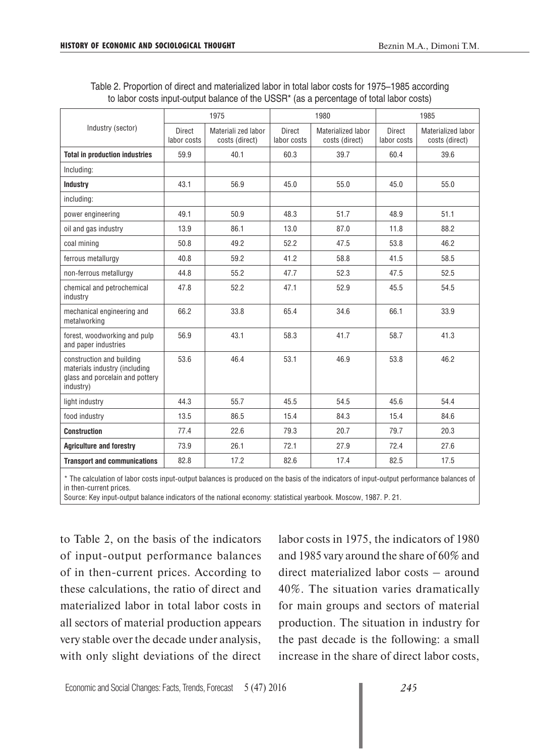Table 2. Proportion of direct and materialized labor in total labor costs for 1975–1985 according to labor costs input-output balance of the USSR* (as a percentage of total labor costs)

| Industry (sector) | 1975 | | 1980 | | 1985 | |
|---|---|---|---|---|---|---|
| | Direct labor costs | Materiali zed labor costs (direct) | Direct labor costs | Materialized labor costs (direct) | Direct labor costs | Materialized labor costs (direct) |
| **Total in production industries** | 59.9 | 40.1 | 60.3 | 39.7 | 60.4 | 39.6 |
| Including: | | | | | | |
| **Industry** | 43.1 | 56.9 | 45.0 | 55.0 | 45.0 | 55.0 |
| including: | | | | | | |
| power engineering | 49.1 | 50.9 | 48.3 | 51.7 | 48.9 | 51.1 |
| oil and gas industry | 13.9 | 86.1 | 13.0 | 87.0 | 11.8 | 88.2 |
| coal mining | 50.8 | 49.2 | 52.2 | 47.5 | 53.8 | 46.2 |
| ferrous metallurgy | 40.8 | 59.2 | 41.2 | 58.8 | 41.5 | 58.5 |
| non-ferrous metallurgy | 44.8 | 55.2 | 47.7 | 52.3 | 47.5 | 52.5 |
| chemical and petrochemical industry | 47.8 | 52.2 | 47.1 | 52.9 | 45.5 | 54.5 |
| mechanical engineering and metalworking | 66.2 | 33.8 | 65.4 | 34.6 | 66.1 | 33.9 |
| forest, woodworking and pulp and paper industries | 56.9 | 43.1 | 58.3 | 41.7 | 58.7 | 41.3 |
| construction and building materials industry (including glass and porcelain and pottery industry) | 53.6 | 46.4 | 53.1 | 46.9 | 53.8 | 46.2 |
| light industry | 44.3 | 55.7 | 45.5 | 54.5 | 45.6 | 54.4 |
| food industry | 13.5 | 86.5 | 15.4 | 84.3 | 15.4 | 84.6 |
| **Construction** | 77.4 | 22.6 | 79.3 | 20.7 | 79.7 | 20.3 |
| **Agriculture and forestry** | 73.9 | 26.1 | 72.1 | 27.9 | 72.4 | 27.6 |
| **Transport and communications** | 82.8 | 17.2 | 82.6 | 17.4 | 82.5 | 17.5 |

\* The calculation of labor costs input-output balances is produced on the basis of the indicators of input-output performance balances of in then-current prices.

Source: Key input-output balance indicators of the national economy: statistical yearbook. Moscow, 1987. P. 21.

to Table 2, on the basis of the indicators of input-output performance balances of in then-current prices. According to these calculations, the ratio of direct and materialized labor in total labor costs in all sectors of material production appears very stable over the decade under analysis, with only slight deviations of the direct labor costs in 1975, the indicators of 1980 and 1985 vary around the share of 60% and direct materialized labor costs – around 40%. The situation varies dramatically for main groups and sectors of material production. The situation in industry for the past decade is the following: a small increase in the share of direct labor costs,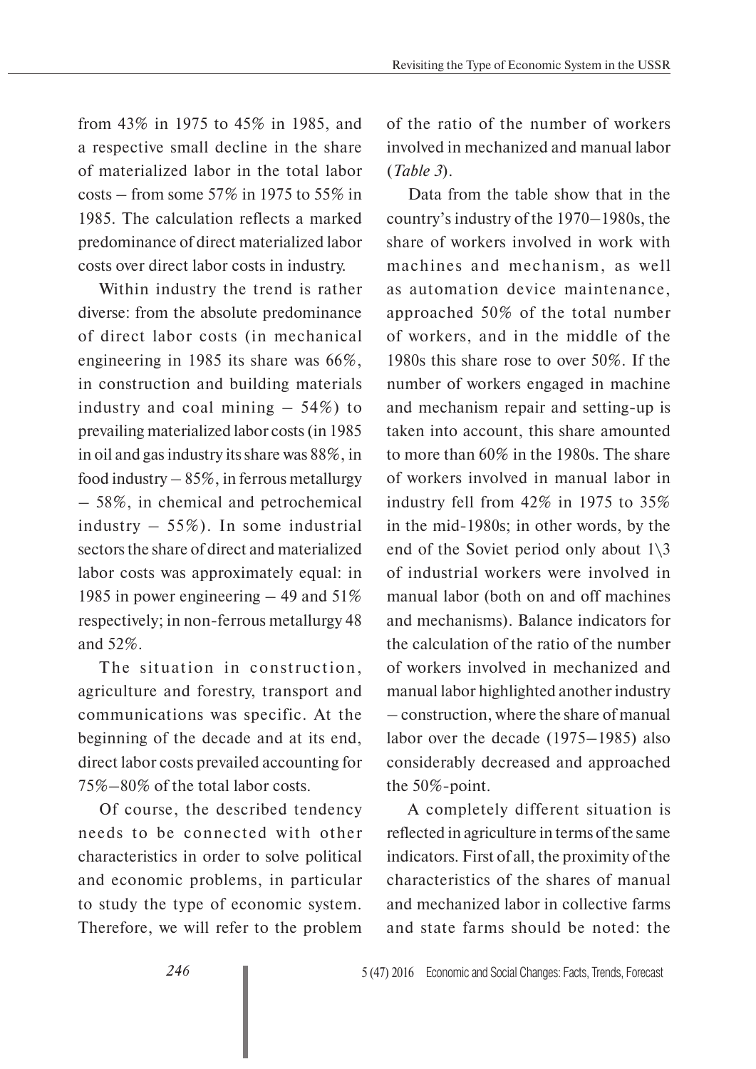from 43% in 1975 to 45% in 1985, and a respective small decline in the share of materialized labor in the total labor costs – from some 57% in 1975 to 55% in 1985. The calculation reflects a marked predominance of direct materialized labor costs over direct labor costs in industry.

Within industry the trend is rather diverse: from the absolute predominance of direct labor costs (in mechanical engineering in 1985 its share was 66%, in construction and building materials industry and coal mining – 54%) to prevailing materialized labor costs (in 1985 in oil and gas industry its share was 88%, in food industry – 85%, in ferrous metallurgy – 58%, in chemical and petrochemical industry – 55%). In some industrial sectors the share of direct and materialized labor costs was approximately equal: in 1985 in power engineering – 49 and 51% respectively; in non-ferrous metallurgy 48 and 52%.

The situation in construction, agriculture and forestry, transport and communications was specific. At the beginning of the decade and at its end, direct labor costs prevailed accounting for 75%–80% of the total labor costs.

Of course, the described tendency needs to be connected with other characteristics in order to solve political and economic problems, in particular to study the type of economic system. Therefore, we will refer to the problem of the ratio of the number of workers involved in mechanized and manual labor (*Table 3*).

Data from the table show that in the country's industry of the 1970–1980s, the share of workers involved in work with machines and mechanism, as well as automation device maintenance, approached 50% of the total number of workers, and in the middle of the 1980s this share rose to over 50%. If the number of workers engaged in machine and mechanism repair and setting-up is taken into account, this share amounted to more than 60% in the 1980s. The share of workers involved in manual labor in industry fell from 42% in 1975 to 35% in the mid-1980s; in other words, by the end of the Soviet period only about 1\3 of industrial workers were involved in manual labor (both on and off machines and mechanisms). Balance indicators for the calculation of the ratio of the number of workers involved in mechanized and manual labor highlighted another industry – construction, where the share of manual labor over the decade (1975–1985) also considerably decreased and approached the 50%-point.

A completely different situation is reflected in agriculture in terms of the same indicators. First of all, the proximity of the characteristics of the shares of manual and mechanized labor in collective farms and state farms should be noted: the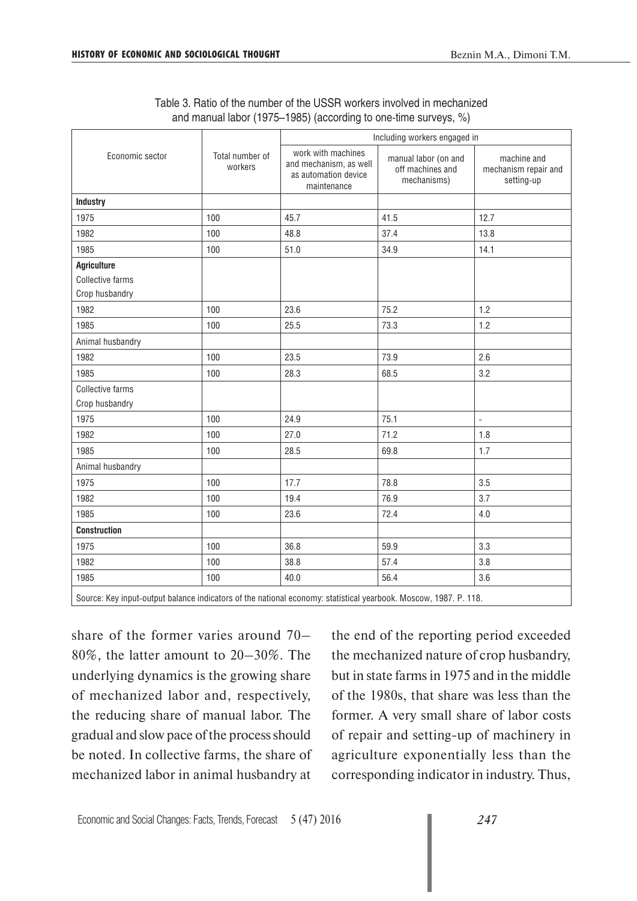Table 3. Ratio of the number of the USSR workers involved in mechanized and manual labor (1975–1985) (according to one-time surveys, %)

| Economic sector | Total number of workers | Including workers engaged in | | |
|---|---|---|---|---|
| | | work with machines and mechanism, as well as automation device maintenance | manual labor (on and off machines and mechanisms) | machine and mechanism repair and setting-up |
| **Industry** | | | | |
| 1975 | 100 | 45.7 | 41.5 | 12.7 |
| 1982 | 100 | 48.8 | 37.4 | 13.8 |
| 1985 | 100 | 51.0 | 34.9 | 14.1 |
| **Agriculture** Collective farms Crop husbandry | | | | |
| 1982 | 100 | 23.6 | 75.2 | 1.2 |
| 1985 | 100 | 25.5 | 73.3 | 1.2 |
| Animal husbandry | | | | |
| 1982 | 100 | 23.5 | 73.9 | 2.6 |
| 1985 | 100 | 28.3 | 68.5 | 3.2 |
| Collective farms Crop husbandry | | | | |
| 1975 | 100 | 24.9 | 75.1 | - |
| 1982 | 100 | 27.0 | 71.2 | 1.8 |
| 1985 | 100 | 28.5 | 69.8 | 1.7 |
| Animal husbandry | | | | |
| 1975 | 100 | 17.7 | 78.8 | 3.5 |
| 1982 | 100 | 19.4 | 76.9 | 3.7 |
| 1985 | 100 | 23.6 | 72.4 | 4.0 |
| **Construction** | | | | |
| 1975 | 100 | 36.8 | 59.9 | 3.3 |
| 1982 | 100 | 38.8 | 57.4 | 3.8 |
| 1985 | 100 | 40.0 | 56.4 | 3.6 |

Source: Key input-output balance indicators of the national economy: statistical yearbook. Moscow, 1987. P. 118.

share of the former varies around 70–80%, the latter amount to 20–30%. The underlying dynamics is the growing share of mechanized labor and, respectively, the reducing share of manual labor. The gradual and slow pace of the process should be noted. In collective farms, the share of mechanized labor in animal husbandry at the end of the reporting period exceeded the mechanized nature of crop husbandry, but in state farms in 1975 and in the middle of the 1980s, that share was less than the former. A very small share of labor costs of repair and setting-up of machinery in agriculture exponentially less than the corresponding indicator in industry. Thus,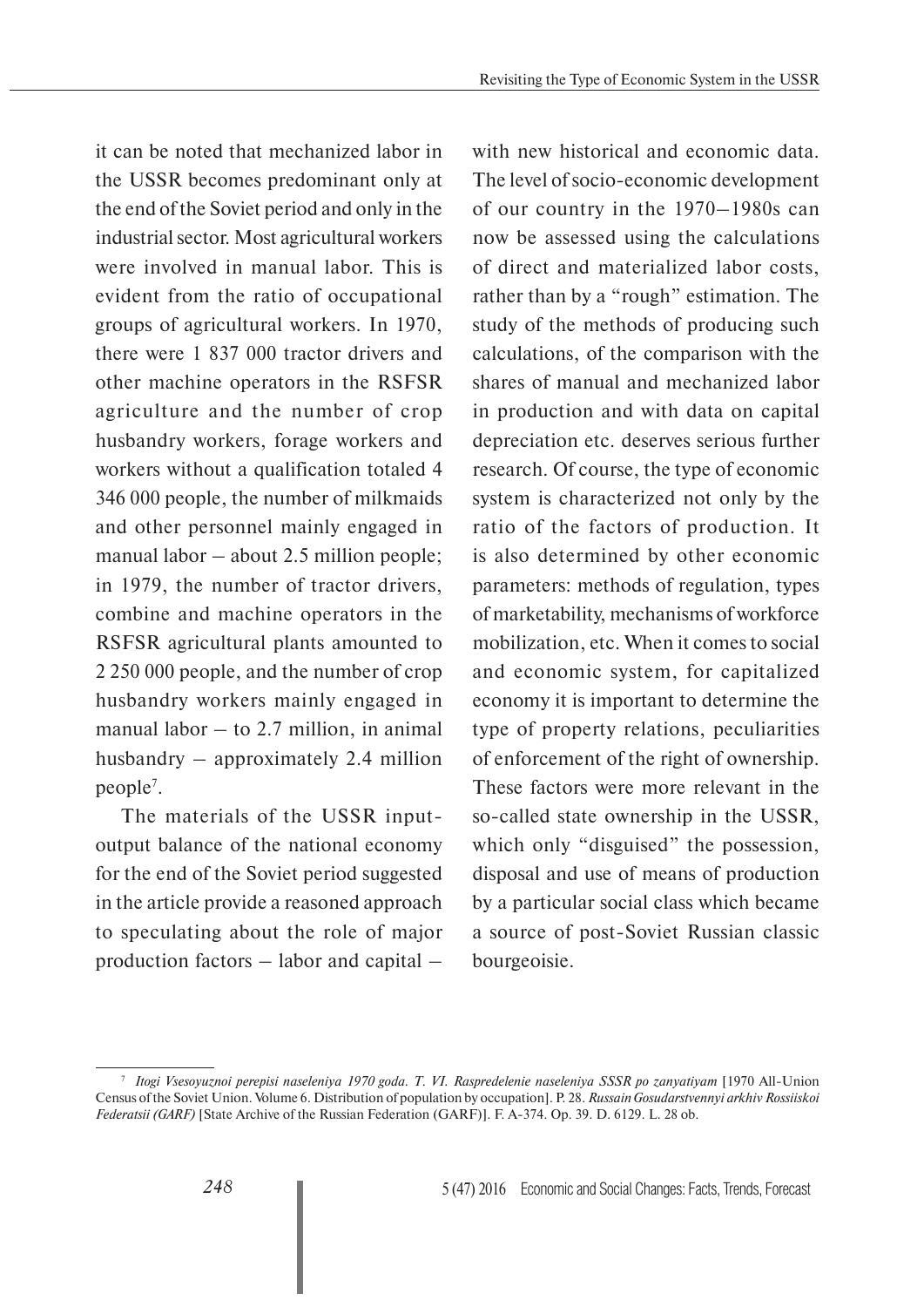it can be noted that mechanized labor in the USSR becomes predominant only at the end of the Soviet period and only in the industrial sector. Most agricultural workers were involved in manual labor. This is evident from the ratio of occupational groups of agricultural workers. In 1970, there were 1 837 000 tractor drivers and other machine operators in the RSFSR agriculture and the number of crop husbandry workers, forage workers and workers without a qualification totaled 4 346 000 people, the number of milkmaids and other personnel mainly engaged in manual labor – about 2.5 million people; in 1979, the number of tractor drivers, combine and machine operators in the RSFSR agricultural plants amounted to 2 250 000 people, and the number of crop husbandry workers mainly engaged in manual labor – to 2.7 million, in animal husbandry – approximately 2.4 million people[7].

The materials of the USSR input-output balance of the national economy for the end of the Soviet period suggested in the article provide a reasoned approach to speculating about the role of major production factors – labor and capital – with new historical and economic data. The level of socio-economic development of our country in the 1970–1980s can now be assessed using the calculations of direct and materialized labor costs, rather than by a "rough" estimation. The study of the methods of producing such calculations, of the comparison with the shares of manual and mechanized labor in production and with data on capital depreciation etc. deserves serious further research. Of course, the type of economic system is characterized not only by the ratio of the factors of production. It is also determined by other economic parameters: methods of regulation, types of marketability, mechanisms of workforce mobilization, etc. When it comes to social and economic system, for capitalized economy it is important to determine the type of property relations, peculiarities of enforcement of the right of ownership. These factors were more relevant in the so-called state ownership in the USSR, which only "disguised" the possession, disposal and use of means of production by a particular social class which became a source of post-Soviet Russian classic bourgeoisie.

---

[7] *Itogi Vsesoyuznoi perepisi naseleniya 1970 goda. T. VI. Raspredelenie naseleniya SSSR po zanyatiyam* [1970 All-Union Census of the Soviet Union. Volume 6. Distribution of population by occupation]. P. 28. *Russain Gosudarstvennyi arkhiv Rossiiskoi Federatsii (GARF)* [State Archive of the Russian Federation (GARF)]. F. A-374. Op. 39. D. 6129. L. 28 ob.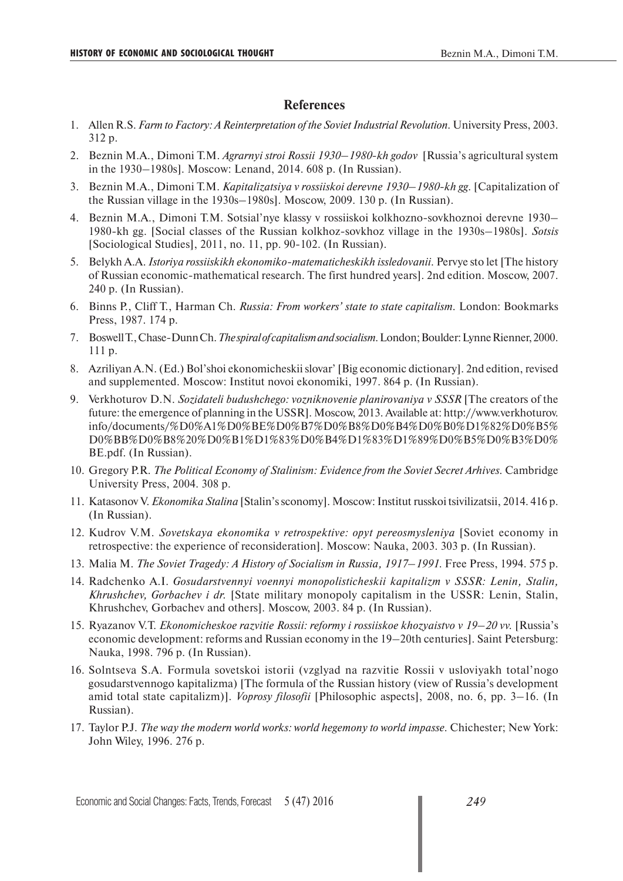## References

1. Allen R.S. *Farm to Factory: A Reinterpretation of the Soviet Industrial Revolution*. University Press, 2003. 312 p.
2. Beznin M.A., Dimoni T.M. *Agrarnyi stroi Rossii 1930–1980-kh godov* [Russia's agricultural system in the 1930–1980s]. Moscow: Lenand, 2014. 608 p. (In Russian).
3. Beznin M.A., Dimoni T.M. *Kapitalizatsiya v rossiiskoi derevne 1930–1980-kh gg.* [Capitalization of the Russian village in the 1930s–1980s]. Moscow, 2009. 130 p. (In Russian).
4. Beznin M.A., Dimoni T.M. Sotsial'nye klassy v rossiiskoi kolkhozno-sovkhoznoi derevne 1930–1980-kh gg. [Social classes of the Russian kolkhoz-sovkhoz village in the 1930s–1980s]. *Sotsis* [Sociological Studies], 2011, no. 11, pp. 90-102. (In Russian).
5. Belykh A.A. *Istoriya rossiiskikh ekonomiko-matematicheskikh issledovanii*. Pervye sto let [The history of Russian economic-mathematical research. The first hundred years]. 2nd edition. Moscow, 2007. 240 p. (In Russian).
6. Binns P., Cliff T., Harman Ch. *Russia: From workers' state to state capitalism*. London: Bookmarks Press, 1987. 174 p.
7. Boswell T., Chase-Dunn Ch. *The spiral of capitalism and socialism*. London; Boulder: Lynne Rienner, 2000. 111 p.
8. Azriliyan A.N. (Ed.) Bol'shoi ekonomicheskii slovar' [Big economic dictionary]. 2nd edition, revised and supplemented. Moscow: Institut novoi ekonomiki, 1997. 864 p. (In Russian).
9. Verkhoturov D.N. *Sozidateli budushchego: vozniknovenie planirovaniya v SSSR* [The creators of the future: the emergence of planning in the USSR]. Moscow, 2013. Available at: http://www.verkhoturov.info/documents/%D0%A1%D0%BE%D0%B7%D0%B8%D0%B4%D0%B0%D1%82%D0%B5%D0%BB%D0%B8%20%D0%B1%D1%83%D0%B4%D1%83%D1%89%D0%B5%D0%B3%D0%BE.pdf. (In Russian).
10. Gregory P.R. *The Political Economy of Stalinism: Evidence from the Soviet Secret Arhives*. Cambridge University Press, 2004. 308 p.
11. Katasonov V. *Ekonomika Stalina* [Stalin's sconomy]. Moscow: Institut russkoi tsivilizatsii, 2014. 416 p. (In Russian).
12. Kudrov V.M. *Sovetskaya ekonomika v retrospektive: opyt pereosmysleniya* [Soviet economy in retrospective: the experience of reconsideration]. Moscow: Nauka, 2003. 303 p. (In Russian).
13. Malia M. *The Soviet Tragedy: A History of Socialism in Russia, 1917–1991*. Free Press, 1994. 575 p.
14. Radchenko A.I. *Gosudarstvennyi voennyi monopolisticheskii kapitalizm v SSSR: Lenin, Stalin, Khrushchev, Gorbachev i dr.* [State military monopoly capitalism in the USSR: Lenin, Stalin, Khrushchev, Gorbachev and others]. Moscow, 2003. 84 p. (In Russian).
15. Ryazanov V.T. *Ekonomicheskoe razvitie Rossii: reformy i rossiiskoe khozyaistvo v 19–20 vv.* [Russia's economic development: reforms and Russian economy in the 19–20th centuries]. Saint Petersburg: Nauka, 1998. 796 p. (In Russian).
16. Solntseva S.A. Formula sovetskoi istorii (vzglyad na razvitie Rossii v usloviyakh total'nogo gosudarstvennogo kapitalizma) [The formula of the Russian history (view of Russia's development amid total state capitalizm)]. *Voprosy filosofii* [Philosophic aspects], 2008, no. 6, pp. 3–16. (In Russian).
17. Taylor P.J. *The way the modern world works: world hegemony to world impasse*. Chichester; New York: John Wiley, 1996. 276 p.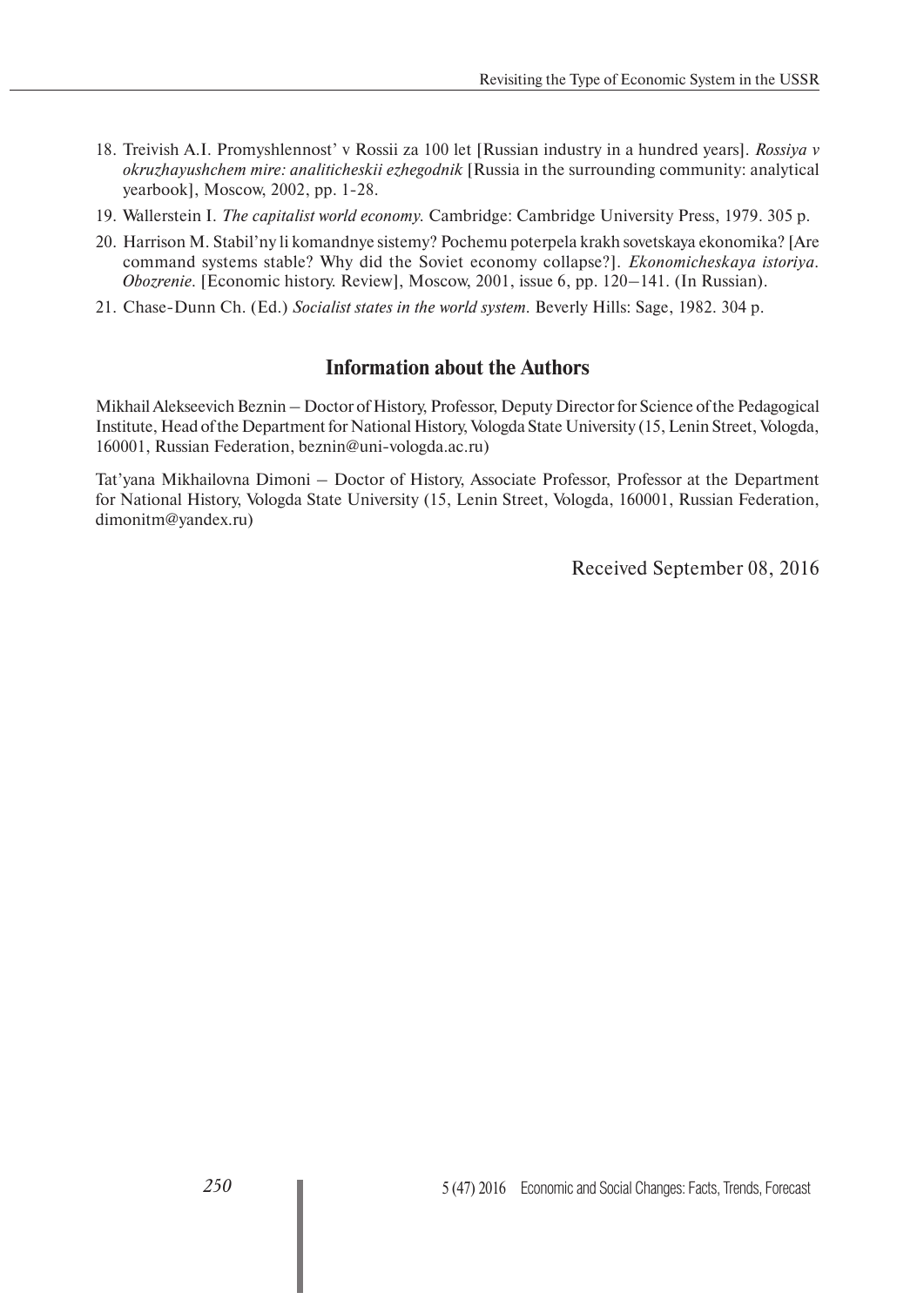18. Treivish A.I. Promyshlennost' v Rossii za 100 let [Russian industry in a hundred years]. *Rossiya v okruzhayushchem mire: analiticheskii ezhegodnik* [Russia in the surrounding community: analytical yearbook], Moscow, 2002, pp. 1-28.
19. Wallerstein I. *The capitalist world economy.* Cambridge: Cambridge University Press, 1979. 305 p.
20. Harrison M. Stabil'ny li komandnye sistemy? Pochemu poterpela krakh sovetskaya ekonomika? [Are command systems stable? Why did the Soviet economy collapse?]. *Ekonomicheskaya istoriya. Obozrenie.* [Economic history. Review], Moscow, 2001, issue 6, pp. 120–141. (In Russian).
21. Chase-Dunn Ch. (Ed.) *Socialist states in the world system.* Beverly Hills: Sage, 1982. 304 p.

## Information about the Authors

Mikhail Alekseevich Beznin – Doctor of History, Professor, Deputy Director for Science of the Pedagogical Institute, Head of the Department for National History, Vologda State University (15, Lenin Street, Vologda, 160001, Russian Federation, beznin@uni-vologda.ac.ru)

Tat'yana Mikhailovna Dimoni – Doctor of History, Associate Professor, Professor at the Department for National History, Vologda State University (15, Lenin Street, Vologda, 160001, Russian Federation, dimonitm@yandex.ru)

Received September 08, 2016